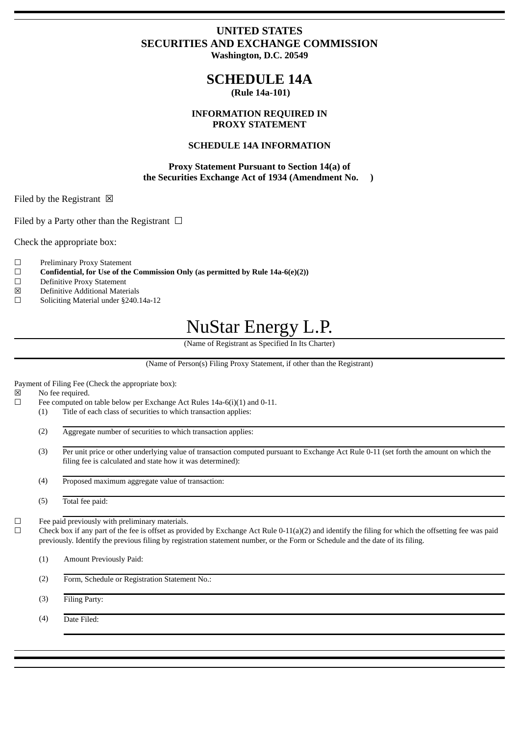# UNITED STATES
# SECURITIES AND EXCHANGE COMMISSION
**Washington, D.C. 20549**

# SCHEDULE 14A
**(Rule 14a-101)**

**INFORMATION REQUIRED IN PROXY STATEMENT**

**SCHEDULE 14A INFORMATION**

**Proxy Statement Pursuant to Section 14(a) of the Securities Exchange Act of 1934 (Amendment No. )**

Filed by the Registrant ☒

Filed by a Party other than the Registrant ☐

Check the appropriate box:

☐ Preliminary Proxy Statement
☐ **Confidential, for Use of the Commission Only (as permitted by Rule 14a-6(e)(2))**
☐ Definitive Proxy Statement
☒ Definitive Additional Materials
☐ Soliciting Material under §240.14a-12

# NuStar Energy L.P.

(Name of Registrant as Specified In Its Charter)

(Name of Person(s) Filing Proxy Statement, if other than the Registrant)

Payment of Filing Fee (Check the appropriate box):

☒ No fee required.
☐ Fee computed on table below per Exchange Act Rules 14a-6(i)(1) and 0-11.

(1) Title of each class of securities to which transaction applies:

(2) Aggregate number of securities to which transaction applies:

(3) Per unit price or other underlying value of transaction computed pursuant to Exchange Act Rule 0-11 (set forth the amount on which the filing fee is calculated and state how it was determined):

(4) Proposed maximum aggregate value of transaction:

(5) Total fee paid:

☐ Fee paid previously with preliminary materials.
☐ Check box if any part of the fee is offset as provided by Exchange Act Rule 0-11(a)(2) and identify the filing for which the offsetting fee was paid previously. Identify the previous filing by registration statement number, or the Form or Schedule and the date of its filing.

(1) Amount Previously Paid:

(2) Form, Schedule or Registration Statement No.:

(3) Filing Party:

(4) Date Filed: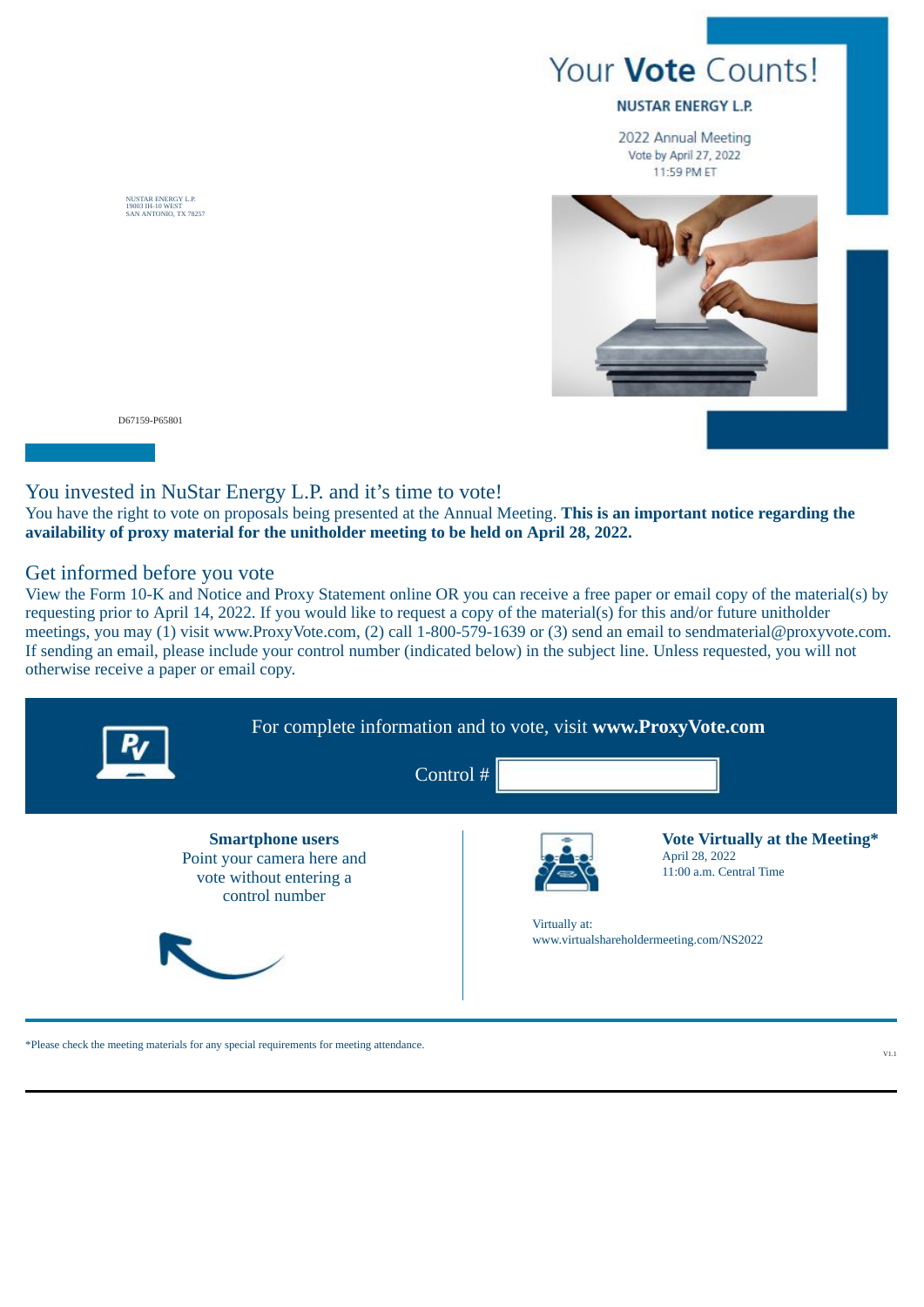# Your **Vote** Counts!

**NUSTAR ENERGY L.P.**

2022 Annual Meeting
Vote by April 27, 2022
11:59 PM ET

NUSTAR ENERGY L.P.
19003 IH-10 WEST
SAN ANTONIO, TX 78257

D67159-P65801

## You invested in NuStar Energy L.P. and it's time to vote!

You have the right to vote on proposals being presented at the Annual Meeting. **This is an important notice regarding the availability of proxy material for the unitholder meeting to be held on April 28, 2022.**

## Get informed before you vote

View the Form 10-K and Notice and Proxy Statement online OR you can receive a free paper or email copy of the material(s) by requesting prior to April 14, 2022. If you would like to request a copy of the material(s) for this and/or future unitholder meetings, you may (1) visit www.ProxyVote.com, (2) call 1-800-579-1639 or (3) send an email to sendmaterial@proxyvote.com. If sending an email, please include your control number (indicated below) in the subject line. Unless requested, you will not otherwise receive a paper or email copy.

For complete information and to vote, visit **www.ProxyVote.com**

Control #

**Smartphone users**
Point your camera here and vote without entering a control number

**Vote Virtually at the Meeting***
April 28, 2022
11:00 a.m. Central Time

Virtually at:
www.virtualshareholdermeeting.com/NS2022

*Please check the meeting materials for any special requirements for meeting attendance.

V1.1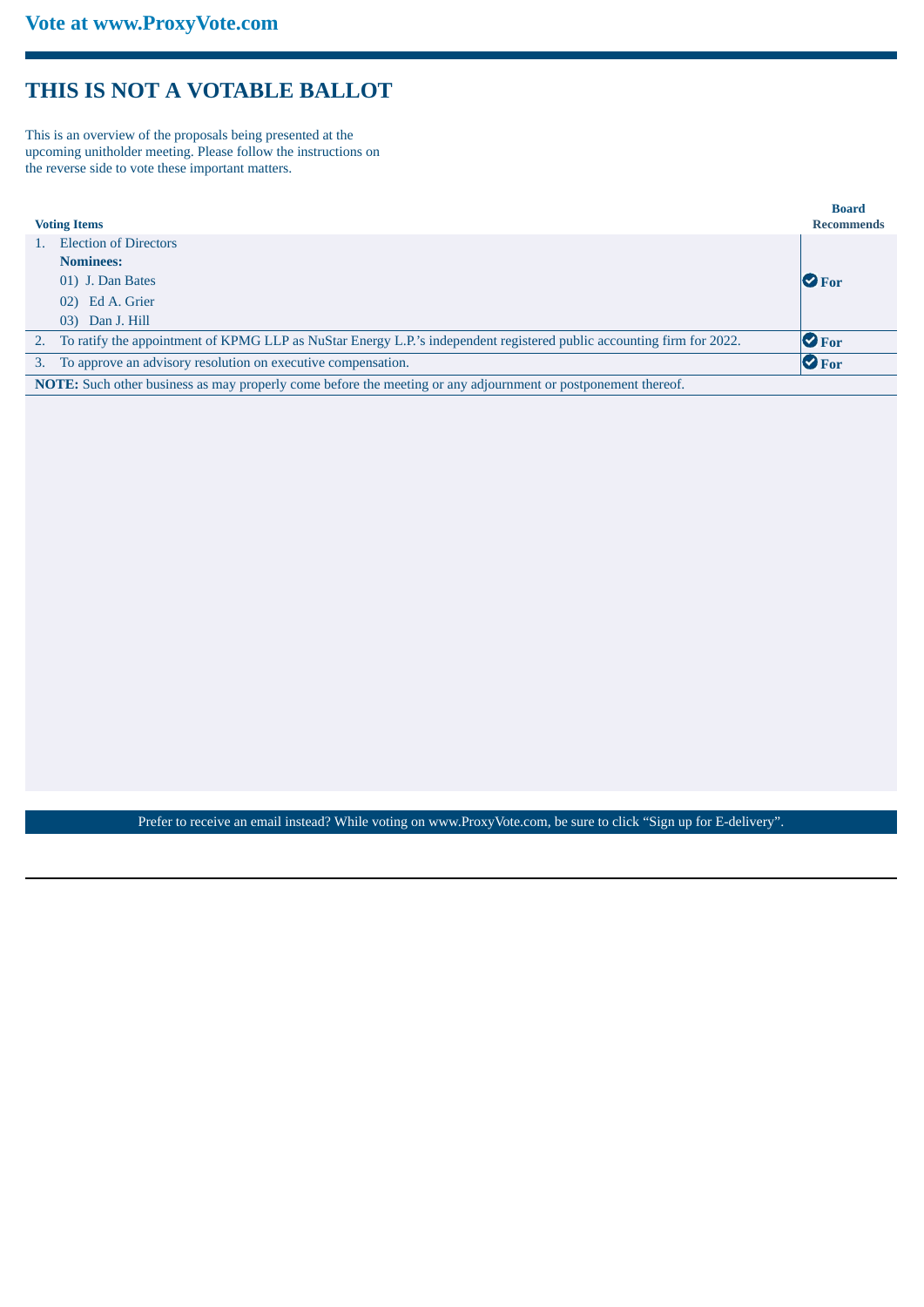**Vote at www.ProxyVote.com**

# THIS IS NOT A VOTABLE BALLOT

This is an overview of the proposals being presented at the upcoming unitholder meeting. Please follow the instructions on the reverse side to vote these important matters.

| Voting Items | Board Recommends |
|---|---|
| 1. Election of Directors<br>**Nominees:**<br>01) J. Dan Bates<br>02) Ed A. Grier<br>03) Dan J. Hill | **For** |
| 2. To ratify the appointment of KPMG LLP as NuStar Energy L.P.'s independent registered public accounting firm for 2022. | **For** |
| 3. To approve an advisory resolution on executive compensation. | **For** |

**NOTE:** Such other business as may properly come before the meeting or any adjournment or postponement thereof.

Prefer to receive an email instead? While voting on www.ProxyVote.com, be sure to click "Sign up for E-delivery".